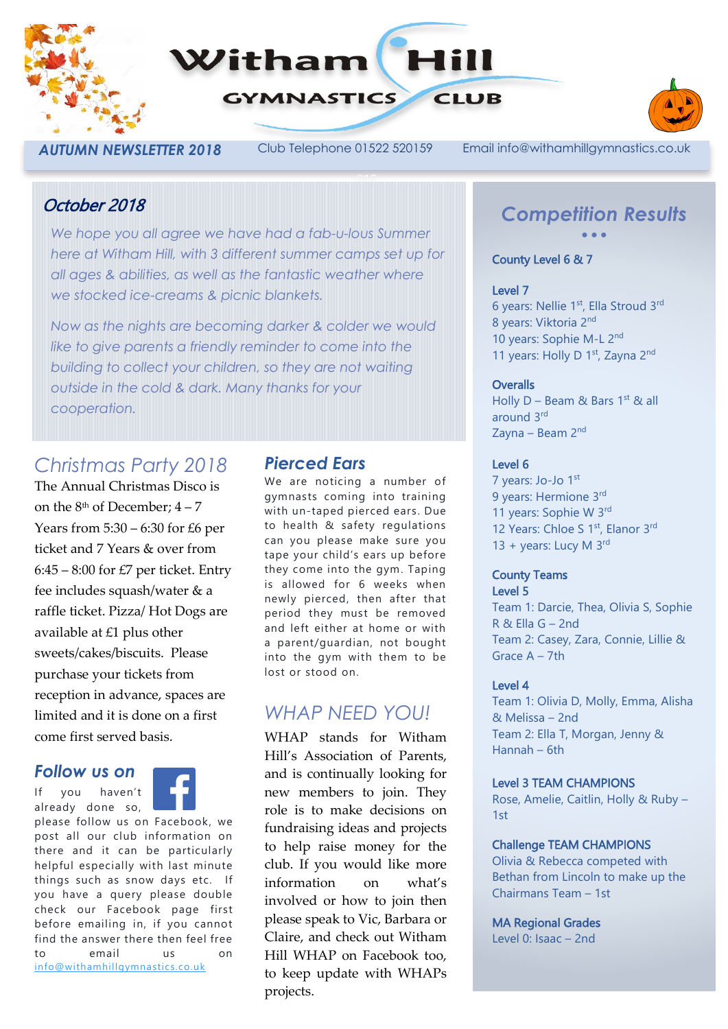# Witham Hill Gymnastics Club

**AUTUMN NEWSLETTER 2018** Club Telephone 01522 520159 Email info@withamhillgymnastics.co.uk

## October 2018

*We hope you all agree we have had a fab-u-lous Summer here at Witham Hill, with 3 different summer camps set up for all ages & abilities, as well as the fantastic weather where we stocked ice-creams & picnic blankets.*

*Now as the nights are becoming darker & colder we would like to give parents a friendly reminder to come into the building to collect your children, so they are not waiting outside in the cold & dark. Many thanks for your cooperation.*

## Christmas Party 2018

The Annual Christmas Disco is on the 8th of December; 4 – 7 Years from 5:30 – 6:30 for £6 per ticket and 7 Years & over from 6:45 – 8:00 for £7 per ticket. Entry fee includes squash/water & a raffle ticket. Pizza/ Hot Dogs are available at £1 plus other sweets/cakes/biscuits. Please purchase your tickets from reception in advance, spaces are limited and it is done on a first come first served basis.

## Follow us on

If you haven't already done so, please follow us on Facebook, we post all our club information on there and it can be particularly helpful especially with last minute things such as snow days etc. If you have a query please double check our Facebook page first before emailing in, if you cannot find the answer there then feel free to email us on info@withamhillgymnastics.co.uk

## Pierced Ears

We are noticing a number of gymnasts coming into training with un-taped pierced ears. Due to health & safety regulations can you please make sure you tape your child's ears up before they come into the gym. Taping is allowed for 6 weeks when newly pierced, then after that period they must be removed and left either at home or with a parent/guardian, not bought into the gym with them to be lost or stood on.

## WHAP NEED YOU!

WHAP stands for Witham Hill's Association of Parents, and is continually looking for new members to join. They role is to make decisions on fundraising ideas and projects to help raise money for the club. If you would like more information on what's involved or how to join then please speak to Vic, Barbara or Claire, and check out Witham Hill WHAP on Facebook too, to keep update with WHAPs projects.

## Competition Results

**County Level 6 & 7**

**Level 7**
6 years: Nellie 1st, Ella Stroud 3rd
8 years: Viktoria 2nd
10 years: Sophie M-L 2nd
11 years: Holly D 1st, Zayna 2nd

**Overalls**
Holly D – Beam & Bars 1st & all around 3rd
Zayna – Beam 2nd

**Level 6**
7 years: Jo-Jo 1st
9 years: Hermione 3rd
11 years: Sophie W 3rd
12 Years: Chloe S 1st, Elanor 3rd
13 + years: Lucy M 3rd

**County Teams**
**Level 5**
Team 1: Darcie, Thea, Olivia S, Sophie R & Ella G – 2nd
Team 2: Casey, Zara, Connie, Lillie & Grace A – 7th

**Level 4**
Team 1: Olivia D, Molly, Emma, Alisha & Melissa – 2nd
Team 2: Ella T, Morgan, Jenny & Hannah – 6th

**Level 3 TEAM CHAMPIONS**
Rose, Amelie, Caitlin, Holly & Ruby – 1st

**Challenge TEAM CHAMPIONS**
Olivia & Rebecca competed with Bethan from Lincoln to make up the Chairmans Team – 1st

**MA Regional Grades**
Level 0: Isaac – 2nd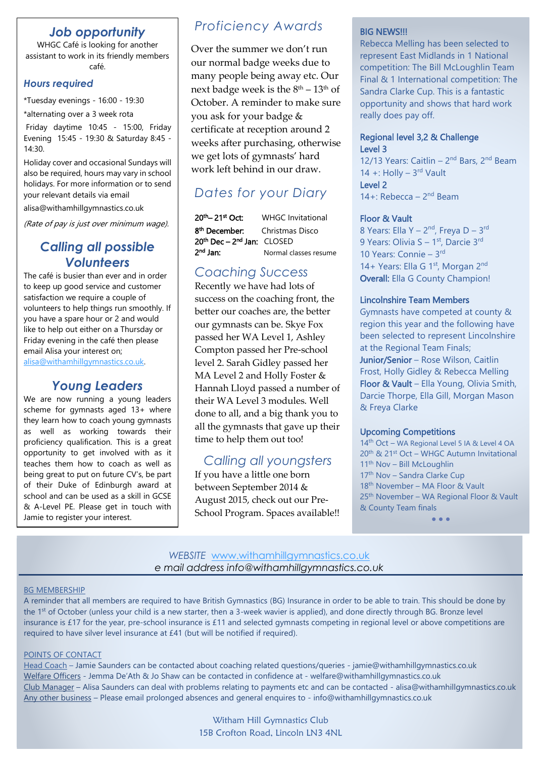## Job opportunity

WHGC Café is looking for another assistant to work in its friendly members café.

### Hours required

*Tuesday evenings - 16:00 - 19:30

*alternating over a 3 week rota

Friday daytime 10:45 - 15:00, Friday Evening 15:45 - 19:30 & Saturday 8:45 - 14:30.

Holiday cover and occasional Sundays will also be required, hours may vary in school holidays. For more information or to send your relevant details via email

alisa@withamhillgymnastics.co.uk

*(Rate of pay is just over minimum wage).*

## Calling all possible Volunteers

The café is busier than ever and in order to keep up good service and customer satisfaction we require a couple of volunteers to help things run smoothly. If you have a spare hour or 2 and would like to help out either on a Thursday or Friday evening in the café then please email Alisa your interest on; alisa@withamhillgymnastics.co.uk.

## Young Leaders

We are now running a young leaders scheme for gymnasts aged 13+ where they learn how to coach young gymnasts as well as working towards their proficiency qualification. This is a great opportunity to get involved with as it teaches them how to coach as well as being great to put on future CV's, be part of their Duke of Edinburgh award at school and can be used as a skill in GCSE & A-Level PE. Please get in touch with Jamie to register your interest.

## Proficiency Awards

Over the summer we don't run our normal badge weeks due to many people being away etc. Our next badge week is the 8th – 13th of October. A reminder to make sure you ask for your badge & certificate at reception around 2 weeks after purchasing, otherwise we get lots of gymnasts' hard work left behind in our draw.

## Dates for your Diary

| | |
|---|---|
| **20th – 21st Oct:** | WHGC Invitational |
| **8th December:** | Christmas Disco |
| **20th Dec – 2nd Jan:** | CLOSED |
| **2nd Jan:** | Normal classes resume |

## Coaching Success

Recently we have had lots of success on the coaching front, the better our coaches are, the better our gymnasts can be. Skye Fox passed her WA Level 1, Ashley Compton passed her Pre-school level 2. Sarah Gidley passed her MA Level 2 and Holly Foster & Hannah Lloyd passed a number of their WA Level 3 modules. Well done to all, and a big thank you to all the gymnasts that gave up their time to help them out too!

## Calling all youngsters

If you have a little one born between September 2014 & August 2015, check out our Pre-School Program. Spaces available!!

### BIG NEWS!!!

Rebecca Melling has been selected to represent East Midlands in 1 National competition: The Bill McLoughlin Team Final & 1 International competition: The Sandra Clarke Cup. This is a fantastic opportunity and shows that hard work really does pay off.

### Regional level 3,2 & Challenge

**Level 3**

12/13 Years: Caitlin – 2nd Bars, 2nd Beam

14 +: Holly – 3rd Vault

**Level 2**

14+: Rebecca – 2nd Beam

### Floor & Vault

8 Years: Ella Y – 2nd, Freya D – 3rd

9 Years: Olivia S – 1st, Darcie 3rd

10 Years: Connie – 3rd

14+ Years: Ella G 1st, Morgan 2nd

**Overall:** Ella G County Champion!

### Lincolnshire Team Members

Gymnasts have competed at county & region this year and the following have been selected to represent Lincolnshire at the Regional Team Finals;

**Junior/Senior** – Rose Wilson, Caitlin Frost, Holly Gidley & Rebecca Melling

**Floor & Vault** – Ella Young, Olivia Smith, Darcie Thorpe, Ella Gill, Morgan Mason & Freya Clarke

### Upcoming Competitions

14th Oct – WA Regional Level 5 IA & Level 4 OA

20th & 21st Oct – WHGC Autumn Invitational

11th Nov – Bill McLoughlin

17th Nov – Sandra Clarke Cup

18th November – MA Floor & Vault

25th November – WA Regional Floor & Vault & County Team finals

*WEBSITE* www.withamhillgymnastics.co.uk

*e mail address info@withamhillgymnastics.co.uk*

**BG MEMBERSHIP**

A reminder that all members are required to have British Gymnastics (BG) Insurance in order to be able to train. This should be done by the 1st of October (unless your child is a new starter, then a 3-week wavier is applied), and done directly through BG. Bronze level insurance is £17 for the year, pre-school insurance is £11 and selected gymnasts competing in regional level or above competitions are required to have silver level insurance at £41 (but will be notified if required).

**POINTS OF CONTACT**

Head Coach – Jamie Saunders can be contacted about coaching related questions/queries - jamie@withamhillgymnastics.co.uk

Welfare Officers - Jemma De'Ath & Jo Shaw can be contacted in confidence at - welfare@withamhillgymnastics.co.uk

Club Manager – Alisa Saunders can deal with problems relating to payments etc and can be contacted - alisa@withamhillgymnastics.co.uk

Any other business – Please email prolonged absences and general enquires to - info@withamhillgymnastics.co.uk

Witham Hill Gymnastics Club
15B Crofton Road, Lincoln LN3 4NL